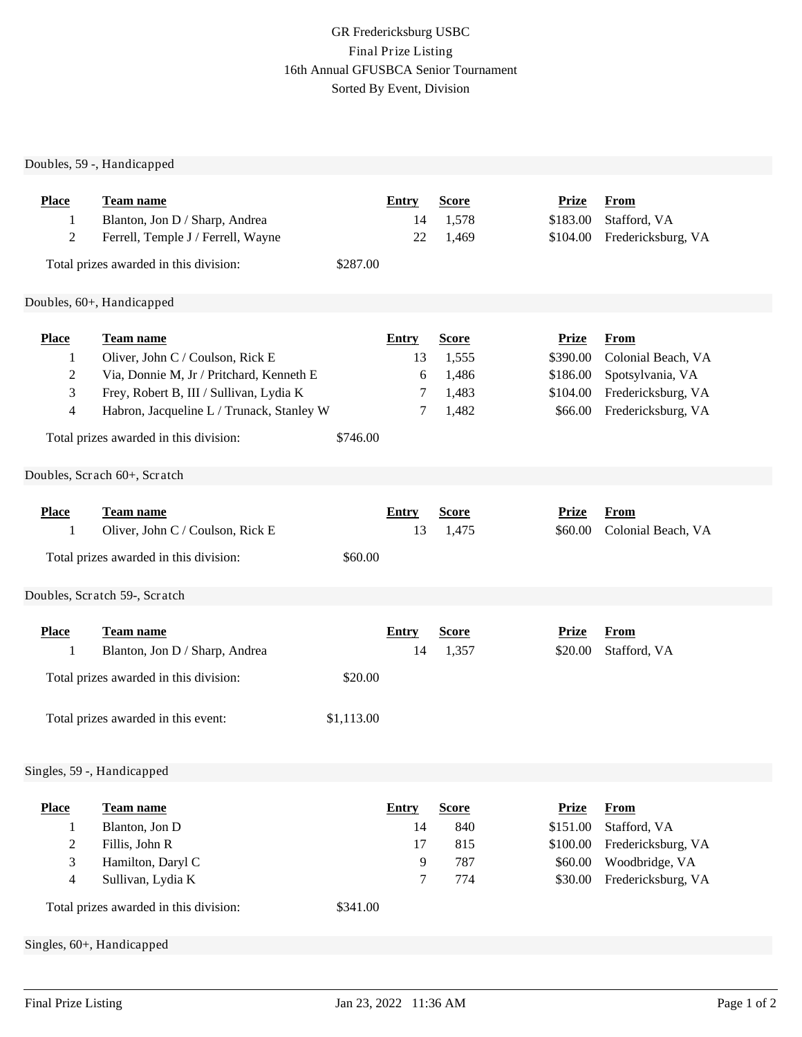GR Fredericksburg USBC
Final Prize Listing
16th Annual GFUSBCA Senior Tournament
Sorted By Event, Division

## Doubles, 59 -, Handicapped

| Place | Team name | Entry | Score | Prize | From |
|---|---|---|---|---|---|
| 1 | Blanton, Jon D / Sharp, Andrea | 14 | 1,578 | $183.00 | Stafford, VA |
| 2 | Ferrell, Temple J / Ferrell, Wayne | 22 | 1,469 | $104.00 | Fredericksburg, VA |

Total prizes awarded in this division: $287.00

## Doubles, 60+, Handicapped

| Place | Team name | Entry | Score | Prize | From |
|---|---|---|---|---|---|
| 1 | Oliver, John C / Coulson, Rick E | 13 | 1,555 | $390.00 | Colonial Beach, VA |
| 2 | Via, Donnie M, Jr / Pritchard, Kenneth E | 6 | 1,486 | $186.00 | Spotsylvania, VA |
| 3 | Frey, Robert B, III / Sullivan, Lydia K | 7 | 1,483 | $104.00 | Fredericksburg, VA |
| 4 | Habron, Jacqueline L / Trunack, Stanley W | 7 | 1,482 | $66.00 | Fredericksburg, VA |

Total prizes awarded in this division: $746.00

## Doubles, Scrach 60+, Scratch

| Place | Team name | Entry | Score | Prize | From |
|---|---|---|---|---|---|
| 1 | Oliver, John C / Coulson, Rick E | 13 | 1,475 | $60.00 | Colonial Beach, VA |

Total prizes awarded in this division: $60.00

## Doubles, Scratch 59-, Scratch

| Place | Team name | Entry | Score | Prize | From |
|---|---|---|---|---|---|
| 1 | Blanton, Jon D / Sharp, Andrea | 14 | 1,357 | $20.00 | Stafford, VA |

Total prizes awarded in this division: $20.00

Total prizes awarded in this event: $1,113.00

## Singles, 59 -, Handicapped

| Place | Team name | Entry | Score | Prize | From |
|---|---|---|---|---|---|
| 1 | Blanton, Jon D | 14 | 840 | $151.00 | Stafford, VA |
| 2 | Fillis, John R | 17 | 815 | $100.00 | Fredericksburg, VA |
| 3 | Hamilton, Daryl C | 9 | 787 | $60.00 | Woodbridge, VA |
| 4 | Sullivan, Lydia K | 7 | 774 | $30.00 | Fredericksburg, VA |

Total prizes awarded in this division: $341.00

## Singles, 60+, Handicapped

Final Prize Listing Jan 23, 2022 11:36 AM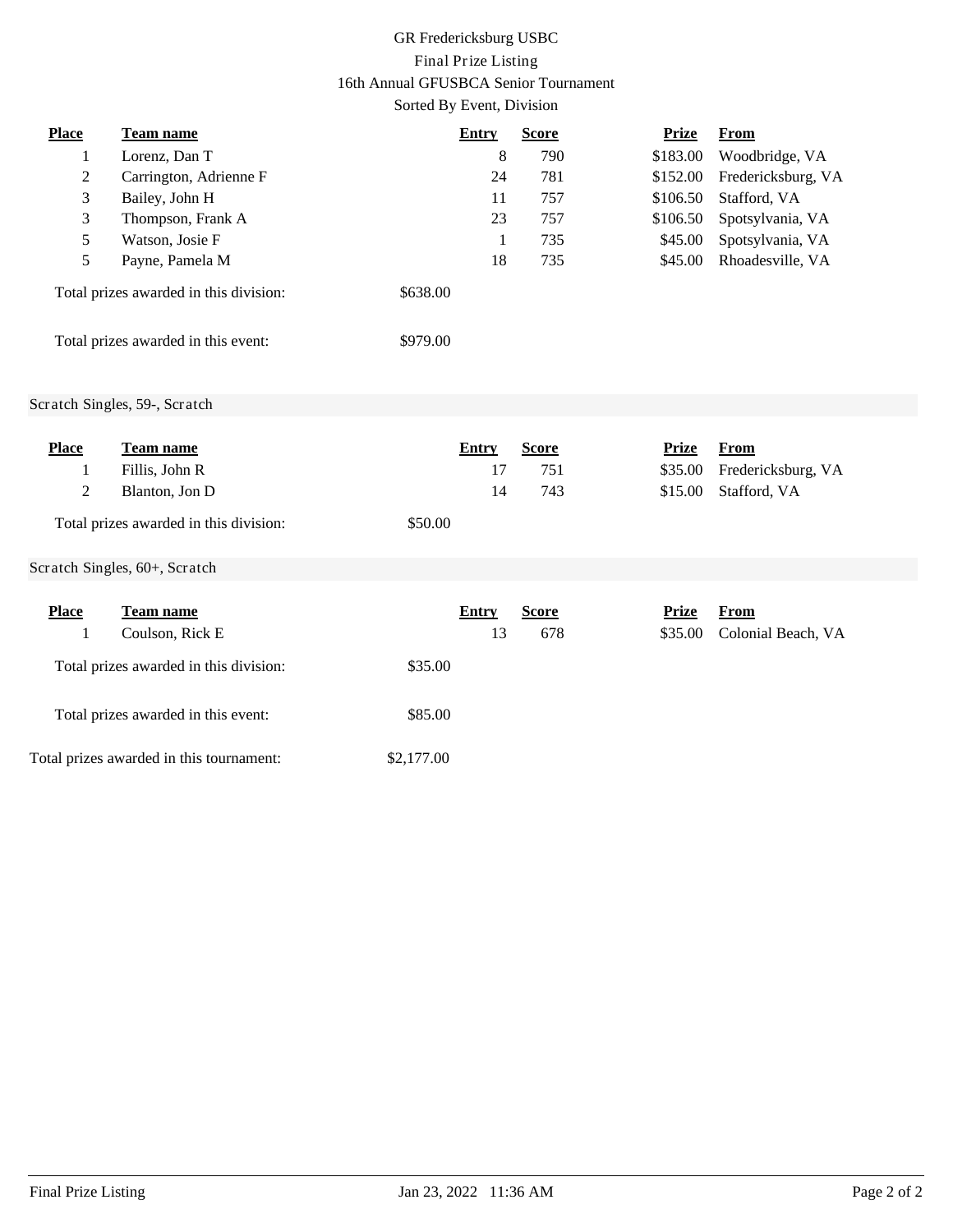GR Fredericksburg USBC

Final Prize Listing

16th Annual GFUSBCA Senior Tournament

Sorted By Event, Division

| Place | Team name | Entry | Score | Prize | From |
|---|---|---|---|---|---|
| 1 | Lorenz, Dan T | 8 | 790 | $183.00 | Woodbridge, VA |
| 2 | Carrington, Adrienne F | 24 | 781 | $152.00 | Fredericksburg, VA |
| 3 | Bailey, John H | 11 | 757 | $106.50 | Stafford, VA |
| 3 | Thompson, Frank A | 23 | 757 | $106.50 | Spotsylvania, VA |
| 5 | Watson, Josie F | 1 | 735 | $45.00 | Spotsylvania, VA |
| 5 | Payne, Pamela M | 18 | 735 | $45.00 | Rhoadesville, VA |

Total prizes awarded in this division: $638.00

Total prizes awarded in this event: $979.00

## Scratch Singles, 59-, Scratch

| Place | Team name | Entry | Score | Prize | From |
|---|---|---|---|---|---|
| 1 | Fillis, John R | 17 | 751 | $35.00 | Fredericksburg, VA |
| 2 | Blanton, Jon D | 14 | 743 | $15.00 | Stafford, VA |

Total prizes awarded in this division: $50.00

## Scratch Singles, 60+, Scratch

| Place | Team name | Entry | Score | Prize | From |
|---|---|---|---|---|---|
| 1 | Coulson, Rick E | 13 | 678 | $35.00 | Colonial Beach, VA |

Total prizes awarded in this division: $35.00

Total prizes awarded in this event: $85.00

Total prizes awarded in this tournament: $2,177.00